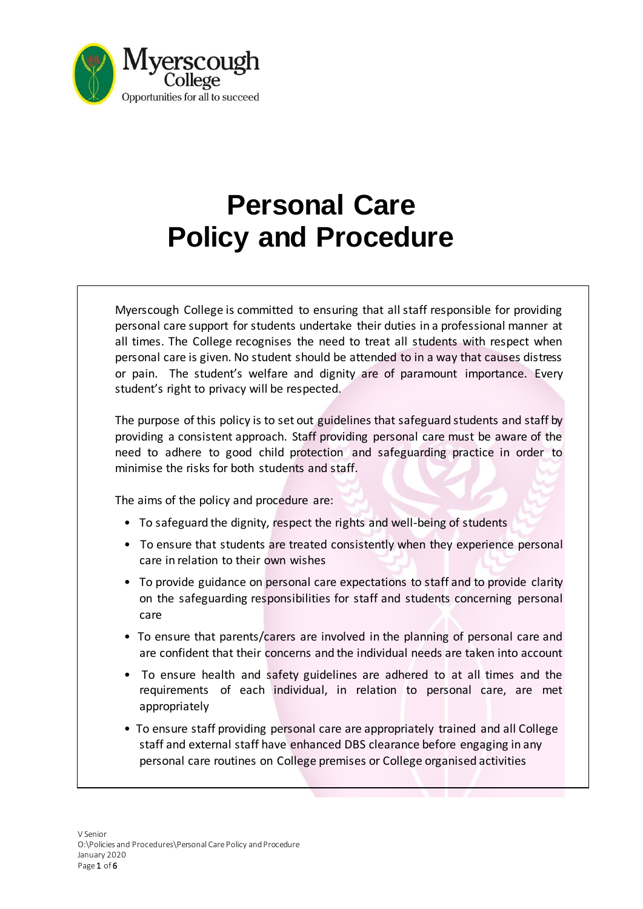# Personal Care Policy and Procedure

Myerscough College is committed to ensuring that all staff responsible for providing personal care support for students undertake their duties in a professional manner at all times. The College recognises the need to treat all students with respect when personal care is given. No student should be attended to in a way that causes distress or pain. The student's welfare and dignity are of paramount importance. Every student's right to privacy will be respected.

The purpose of this policy is to set out guidelines that safeguard students and staff by providing a consistent approach. Staff providing personal care must be aware of the need to adhere to good child protection and safeguarding practice in order to minimise the risks for both students and staff.

The aims of the policy and procedure are:

- To safeguard the dignity, respect the rights and well-being of students
- To ensure that students are treated consistently when they experience personal care in relation to their own wishes
- To provide guidance on personal care expectations to staff and to provide clarity on the safeguarding responsibilities for staff and students concerning personal care
- To ensure that parents/carers are involved in the planning of personal care and are confident that their concerns and the individual needs are taken into account
- To ensure health and safety guidelines are adhered to at all times and the requirements of each individual, in relation to personal care, are met appropriately
- To ensure staff providing personal care are appropriately trained and all College staff and external staff have enhanced DBS clearance before engaging in any personal care routines on College premises or College organised activities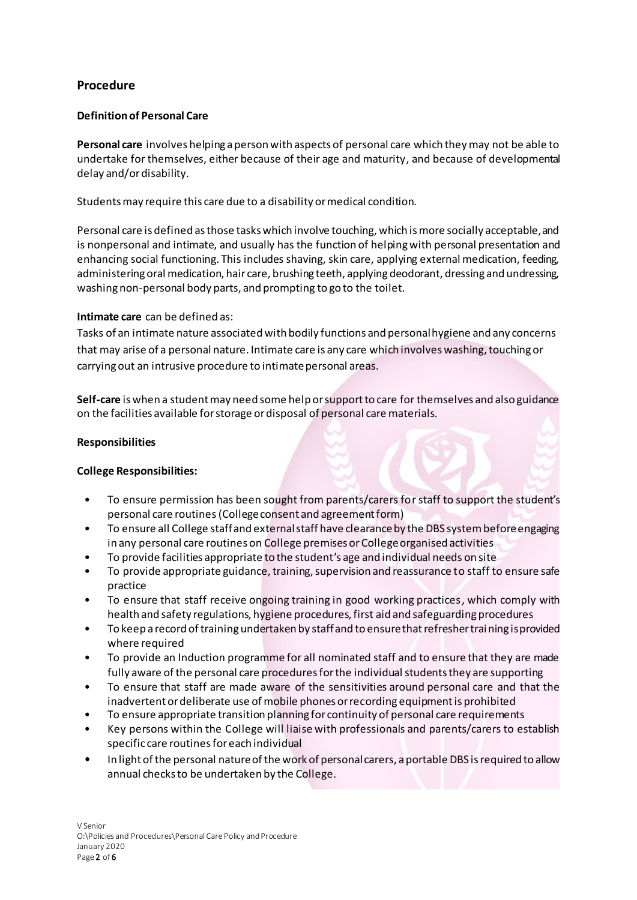## Procedure

### Definition of Personal Care

**Personal care** involves helping a person with aspects of personal care which they may not be able to undertake for themselves, either because of their age and maturity, and because of developmental delay and/or disability.

Students may require this care due to a disability or medical condition.

Personal care is defined as those tasks which involve touching, which is more socially acceptable, and is nonpersonal and intimate, and usually has the function of helping with personal presentation and enhancing social functioning. This includes shaving, skin care, applying external medication, feeding, administering oral medication, hair care, brushing teeth, applying deodorant, dressing and undressing, washing non-personal body parts, and prompting to go to the toilet.

**Intimate care** can be defined as:

Tasks of an intimate nature associated with bodily functions and personal hygiene and any concerns that may arise of a personal nature. Intimate care is any care which involves washing, touching or carrying out an intrusive procedure to intimate personal areas.

**Self-care** is when a student may need some help or support to care for themselves and also guidance on the facilities available for storage or disposal of personal care materials.

### Responsibilities

#### College Responsibilities:

- To ensure permission has been sought from parents/carers for staff to support the student's personal care routines (College consent and agreement form)
- To ensure all College staff and external staff have clearance by the DBS system before engaging in any personal care routines on College premises or College organised activities
- To provide facilities appropriate to the student's age and individual needs on site
- To provide appropriate guidance, training, supervision and reassurance to staff to ensure safe practice
- To ensure that staff receive ongoing training in good working practices, which comply with health and safety regulations, hygiene procedures, first aid and safeguarding procedures
- To keep a record of training undertaken by staff and to ensure that refresher training is provided where required
- To provide an Induction programme for all nominated staff and to ensure that they are made fully aware of the personal care procedures for the individual students they are supporting
- To ensure that staff are made aware of the sensitivities around personal care and that the inadvertent or deliberate use of mobile phones or recording equipment is prohibited
- To ensure appropriate transition planning for continuity of personal care requirements
- Key persons within the College will liaise with professionals and parents/carers to establish specific care routines for each individual
- In light of the personal nature of the work of personal carers, a portable DBS is required to allow annual checks to be undertaken by the College.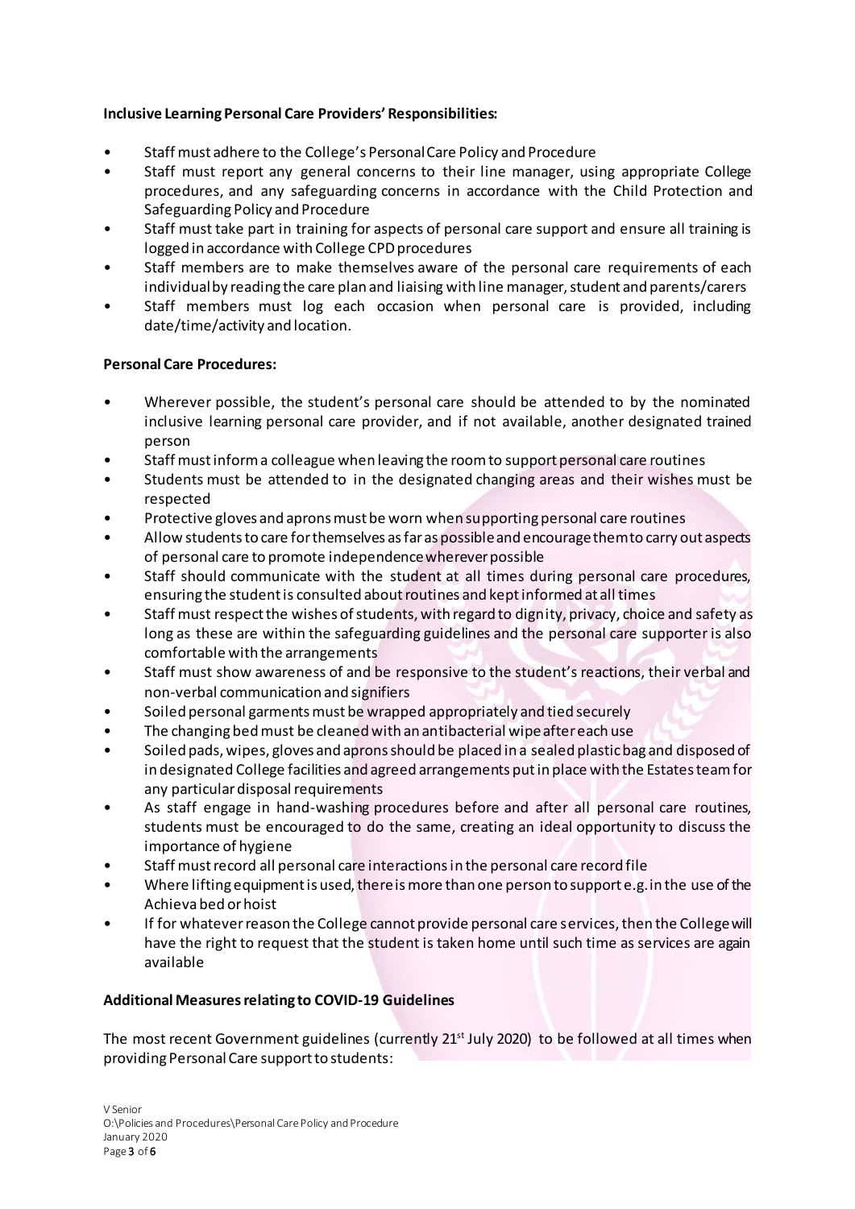**Inclusive Learning Personal Care Providers' Responsibilities:**

- Staff must adhere to the College's Personal Care Policy and Procedure
- Staff must report any general concerns to their line manager, using appropriate College procedures, and any safeguarding concerns in accordance with the Child Protection and Safeguarding Policy and Procedure
- Staff must take part in training for aspects of personal care support and ensure all training is logged in accordance with College CPD procedures
- Staff members are to make themselves aware of the personal care requirements of each individual by reading the care plan and liaising with line manager, student and parents/carers
- Staff members must log each occasion when personal care is provided, including date/time/activity and location.

**Personal Care Procedures:**

- Wherever possible, the student's personal care should be attended to by the nominated inclusive learning personal care provider, and if not available, another designated trained person
- Staff must inform a colleague when leaving the room to support personal care routines
- Students must be attended to in the designated changing areas and their wishes must be respected
- Protective gloves and aprons must be worn when supporting personal care routines
- Allow students to care for themselves as far as possible and encourage them to carry out aspects of personal care to promote independence wherever possible
- Staff should communicate with the student at all times during personal care procedures, ensuring the student is consulted about routines and kept informed at all times
- Staff must respect the wishes of students, with regard to dignity, privacy, choice and safety as long as these are within the safeguarding guidelines and the personal care supporter is also comfortable with the arrangements
- Staff must show awareness of and be responsive to the student's reactions, their verbal and non-verbal communication and signifiers
- Soiled personal garments must be wrapped appropriately and tied securely
- The changing bed must be cleaned with an antibacterial wipe after each use
- Soiled pads, wipes, gloves and aprons should be placed in a sealed plastic bag and disposed of in designated College facilities and agreed arrangements put in place with the Estates team for any particular disposal requirements
- As staff engage in hand-washing procedures before and after all personal care routines, students must be encouraged to do the same, creating an ideal opportunity to discuss the importance of hygiene
- Staff must record all personal care interactions in the personal care record file
- Where lifting equipment is used, there is more than one person to support e.g. in the use of the Achieva bed or hoist
- If for whatever reason the College cannot provide personal care services, then the College will have the right to request that the student is taken home until such time as services are again available

**Additional Measures relating to COVID-19 Guidelines**

The most recent Government guidelines (currently 21st July 2020) to be followed at all times when providing Personal Care support to students: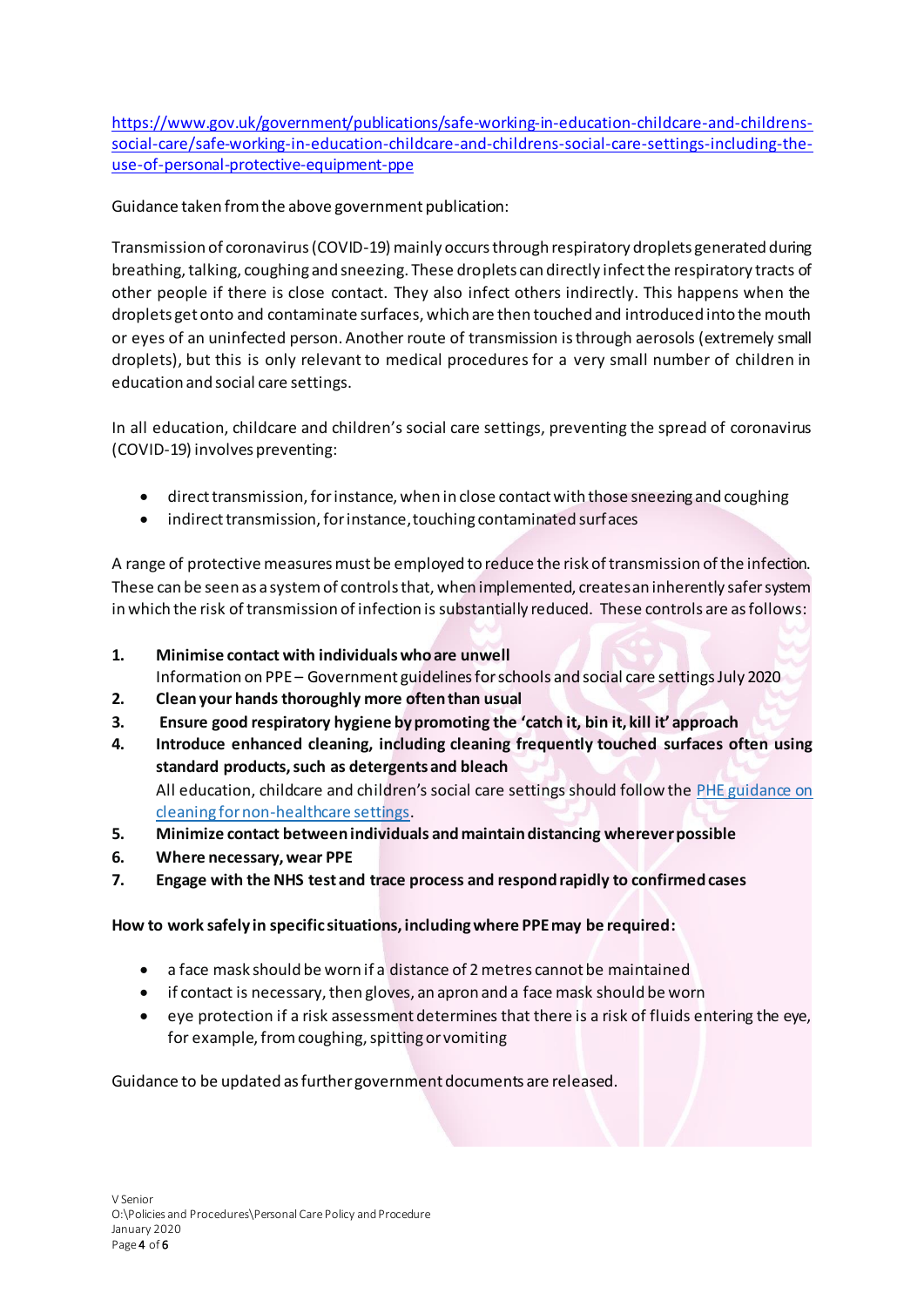[https://www.gov.uk/government/publications/safe-working-in-education-childcare-and-childrens-social-care/safe-working-in-education-childcare-and-childrens-social-care-settings-including-the-use-of-personal-protective-equipment-ppe](https://www.gov.uk/government/publications/safe-working-in-education-childcare-and-childrens-social-care/safe-working-in-education-childcare-and-childrens-social-care-settings-including-the-use-of-personal-protective-equipment-ppe)

Guidance taken from the above government publication:

Transmission of coronavirus (COVID-19) mainly occurs through respiratory droplets generated during breathing, talking, coughing and sneezing. These droplets can directly infect the respiratory tracts of other people if there is close contact. They also infect others indirectly. This happens when the droplets get onto and contaminate surfaces, which are then touched and introduced into the mouth or eyes of an uninfected person. Another route of transmission is through aerosols (extremely small droplets), but this is only relevant to medical procedures for a very small number of children in education and social care settings.

In all education, childcare and children's social care settings, preventing the spread of coronavirus (COVID-19) involves preventing:

- direct transmission, for instance, when in close contact with those sneezing and coughing
- indirect transmission, for instance, touching contaminated surfaces

A range of protective measures must be employed to reduce the risk of transmission of the infection. These can be seen as a system of controls that, when implemented, creates an inherently safer system in which the risk of transmission of infection is substantially reduced. These controls are as follows:

1. **Minimise contact with individuals who are unwell**
   Information on PPE – Government guidelines for schools and social care settings July 2020
2. **Clean your hands thoroughly more often than usual**
3. **Ensure good respiratory hygiene by promoting the 'catch it, bin it, kill it' approach**
4. **Introduce enhanced cleaning, including cleaning frequently touched surfaces often using standard products, such as detergents and bleach**
   All education, childcare and children's social care settings should follow the [PHE guidance on cleaning for non-healthcare settings](#).
5. **Minimize contact between individuals and maintain distancing wherever possible**
6. **Where necessary, wear PPE**
7. **Engage with the NHS test and trace process and respond rapidly to confirmed cases**

**How to work safely in specific situations, including where PPE may be required:**

- a face mask should be worn if a distance of 2 metres cannot be maintained
- if contact is necessary, then gloves, an apron and a face mask should be worn
- eye protection if a risk assessment determines that there is a risk of fluids entering the eye, for example, from coughing, spitting or vomiting

Guidance to be updated as further government documents are released.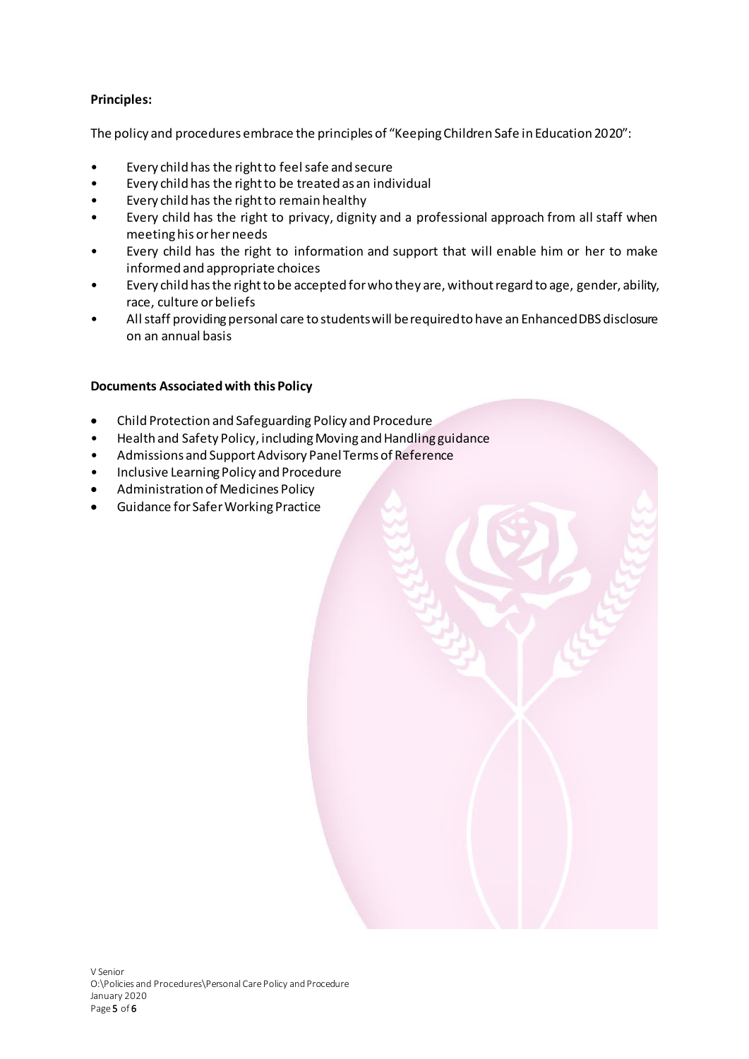**Principles:**

The policy and procedures embrace the principles of "Keeping Children Safe in Education 2020":

- Every child has the right to feel safe and secure
- Every child has the right to be treated as an individual
- Every child has the right to remain healthy
- Every child has the right to privacy, dignity and a professional approach from all staff when meeting his or her needs
- Every child has the right to information and support that will enable him or her to make informed and appropriate choices
- Every child has the right to be accepted for who they are, without regard to age, gender, ability, race, culture or beliefs
- All staff providing personal care to students will be required to have an Enhanced DBS disclosure on an annual basis

**Documents Associated with this Policy**

- Child Protection and Safeguarding Policy and Procedure
- Health and Safety Policy, including Moving and Handling guidance
- Admissions and Support Advisory Panel Terms of Reference
- Inclusive Learning Policy and Procedure
- Administration of Medicines Policy
- Guidance for Safer Working Practice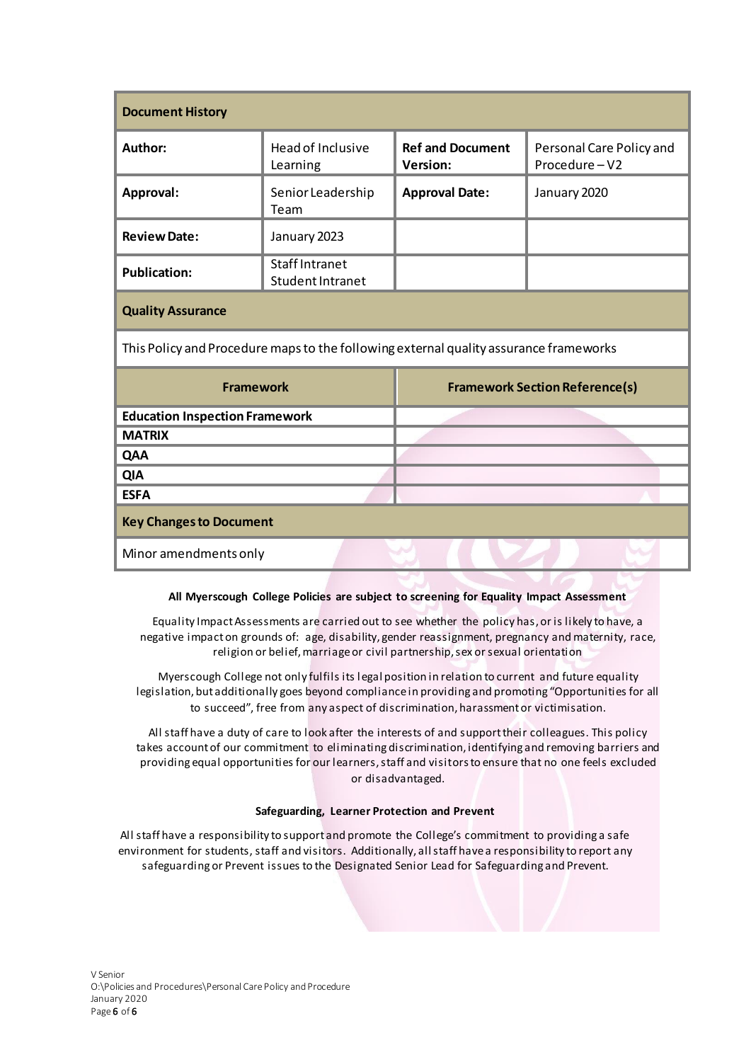| Document History | | | |
| --- | --- | --- | --- |
| **Author:** | Head of Inclusive Learning | **Ref and Document Version:** | Personal Care Policy and Procedure – V2 |
| **Approval:** | Senior Leadership Team | **Approval Date:** | January 2020 |
| **Review Date:** | January 2023 | | |
| **Publication:** | Staff Intranet<br>Student Intranet | | |

**Quality Assurance**

This Policy and Procedure maps to the following external quality assurance frameworks

| Framework | Framework Section Reference(s) |
| --- | --- |
| **Education Inspection Framework** | |
| **MATRIX** | |
| **QAA** | |
| **QIA** | |
| **ESFA** | |

**Key Changes to Document**

Minor amendments only

**All Myerscough College Policies are subject to screening for Equality Impact Assessment**

Equality Impact Assessments are carried out to see whether the policy has, or is likely to have, a negative impact on grounds of: age, disability, gender reassignment, pregnancy and maternity, race, religion or belief, marriage or civil partnership, sex or sexual orientation

Myerscough College not only fulfils its legal position in relation to current and future equality legislation, but additionally goes beyond compliance in providing and promoting "Opportunities for all to succeed", free from any aspect of discrimination, harassment or victimisation.

All staff have a duty of care to look after the interests of and support their colleagues. This policy takes account of our commitment to eliminating discrimination, identifying and removing barriers and providing equal opportunities for our learners, staff and visitors to ensure that no one feels excluded or disadvantaged.

**Safeguarding, Learner Protection and Prevent**

All staff have a responsibility to support and promote the College's commitment to providing a safe environment for students, staff and visitors. Additionally, all staff have a responsibility to report any safeguarding or Prevent issues to the Designated Senior Lead for Safeguarding and Prevent.

V Senior
O:\Policies and Procedures\Personal Care Policy and Procedure
January 2020